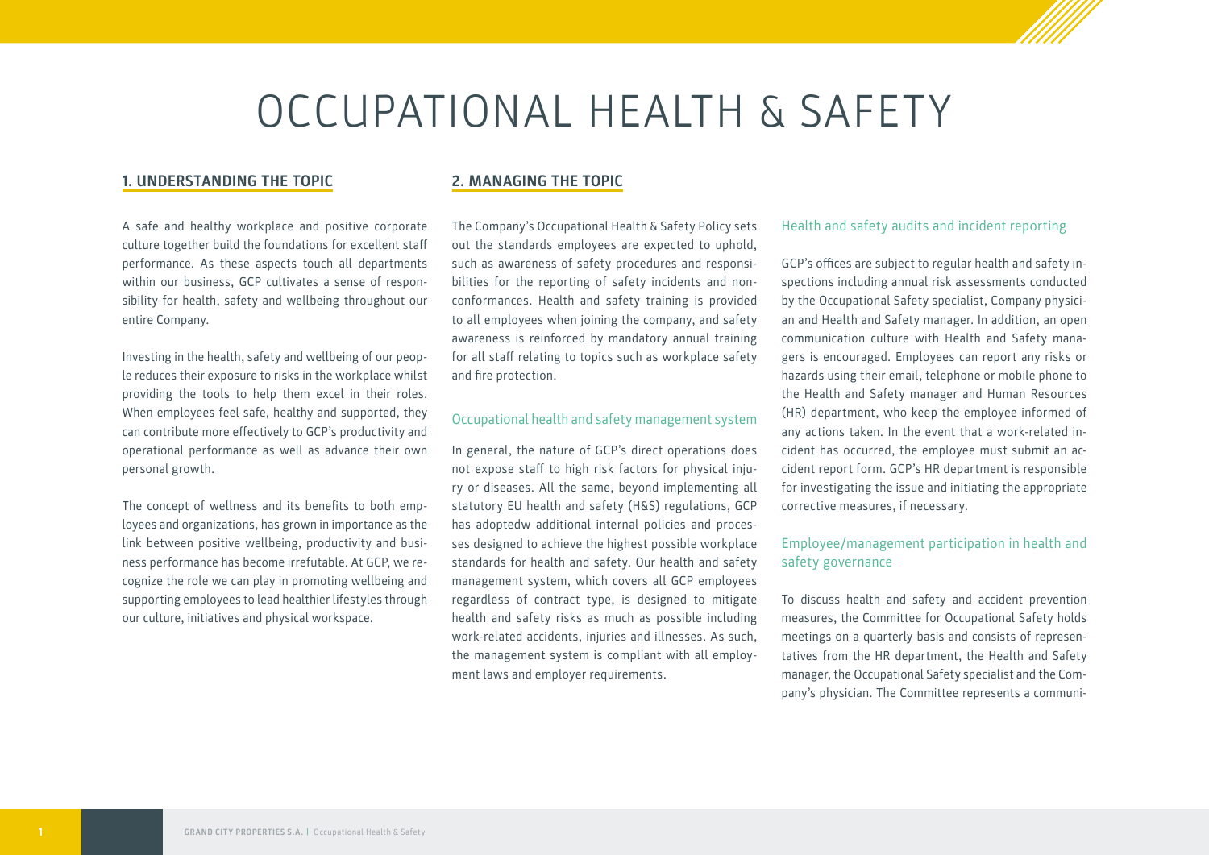# OCCUPATIONAL HEALTH & SAFETY

## 1. UNDERSTANDING THE TOPIC

A safe and healthy workplace and positive corporate culture together build the foundations for excellent staff performance. As these aspects touch all departments within our business, GCP cultivates a sense of responsibility for health, safety and wellbeing throughout our entire Company.

Investing in the health, safety and wellbeing of our people reduces their exposure to risks in the workplace whilst providing the tools to help them excel in their roles. When employees feel safe, healthy and supported, they can contribute more effectively to GCP's productivity and operational performance as well as advance their own personal growth.

The concept of wellness and its benefits to both employees and organizations, has grown in importance as the link between positive wellbeing, productivity and business performance has become irrefutable. At GCP, we recognize the role we can play in promoting wellbeing and supporting employees to lead healthier lifestyles through our culture, initiatives and physical workspace.

## 2. MANAGING THE TOPIC

The Company's Occupational Health & Safety Policy sets out the standards employees are expected to uphold, such as awareness of safety procedures and responsibilities for the reporting of safety incidents and nonconformances. Health and safety training is provided to all employees when joining the company, and safety awareness is reinforced by mandatory annual training for all staff relating to topics such as workplace safety and fire protection.

### Occupational health and safety management system

In general, the nature of GCP's direct operations does not expose staff to high risk factors for physical injury or diseases. All the same, beyond implementing all statutory EU health and safety (H&S) regulations, GCP has adoptedw additional internal policies and processes designed to achieve the highest possible workplace standards for health and safety. Our health and safety management system, which covers all GCP employees regardless of contract type, is designed to mitigate health and safety risks as much as possible including work-related accidents, injuries and illnesses. As such, the management system is compliant with all employment laws and employer requirements.

### Health and safety audits and incident reporting

GCP's offices are subject to regular health and safety inspections including annual risk assessments conducted by the Occupational Safety specialist, Company physician and Health and Safety manager. In addition, an open communication culture with Health and Safety managers is encouraged. Employees can report any risks or hazards using their email, telephone or mobile phone to the Health and Safety manager and Human Resources (HR) department, who keep the employee informed of any actions taken. In the event that a work-related incident has occurred, the employee must submit an accident report form. GCP's HR department is responsible for investigating the issue and initiating the appropriate corrective measures, if necessary.

### Employee/management participation in health and safety governance

To discuss health and safety and accident prevention measures, the Committee for Occupational Safety holds meetings on a quarterly basis and consists of representatives from the HR department, the Health and Safety manager, the Occupational Safety specialist and the Company's physician. The Committee represents a communi-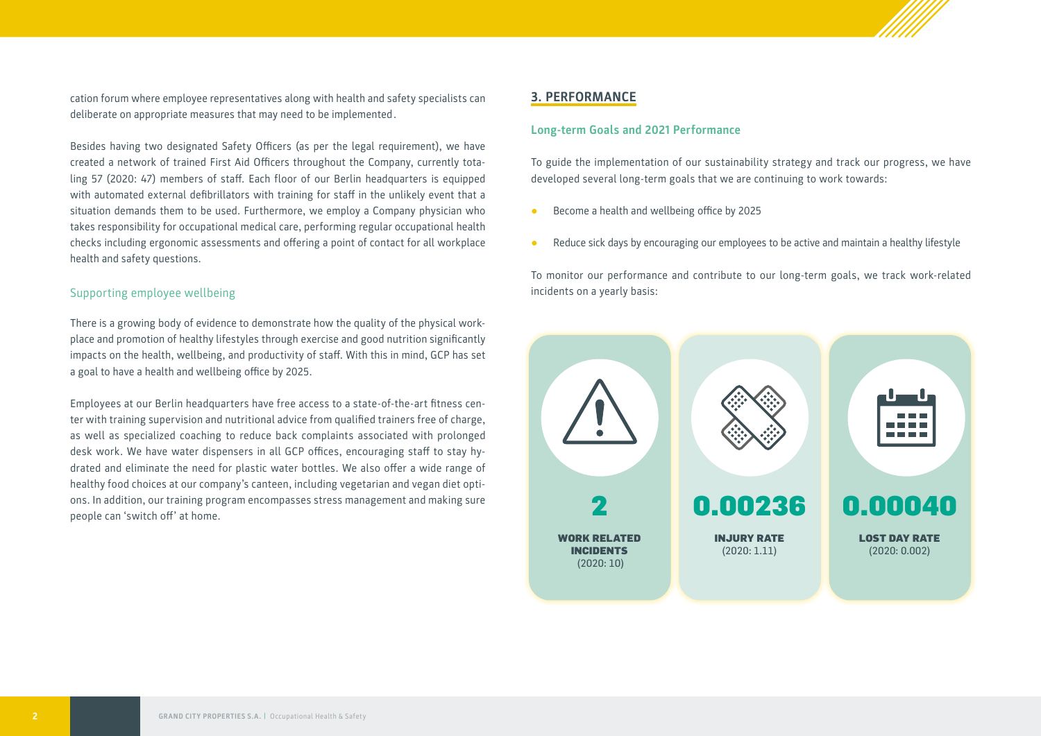cation forum where employee representatives along with health and safety specialists can deliberate on appropriate measures that may need to be implemented.

Besides having two designated Safety Officers (as per the legal requirement), we have created a network of trained First Aid Officers throughout the Company, currently totaling 57 (2020: 47) members of staff. Each floor of our Berlin headquarters is equipped with automated external defibrillators with training for staff in the unlikely event that a situation demands them to be used. Furthermore, we employ a Company physician who takes responsibility for occupational medical care, performing regular occupational health checks including ergonomic assessments and offering a point of contact for all workplace health and safety questions.

### Supporting employee wellbeing

There is a growing body of evidence to demonstrate how the quality of the physical workplace and promotion of healthy lifestyles through exercise and good nutrition significantly impacts on the health, wellbeing, and productivity of staff. With this in mind, GCP has set a goal to have a health and wellbeing office by 2025.

Employees at our Berlin headquarters have free access to a state-of-the-art fitness center with training supervision and nutritional advice from qualified trainers free of charge, as well as specialized coaching to reduce back complaints associated with prolonged desk work. We have water dispensers in all GCP offices, encouraging staff to stay hydrated and eliminate the need for plastic water bottles. We also offer a wide range of healthy food choices at our company's canteen, including vegetarian and vegan diet options. In addition, our training program encompasses stress management and making sure people can 'switch off' at home.

## 3. PERFORMANCE

### Long-term Goals and 2021 Performance

To guide the implementation of our sustainability strategy and track our progress, we have developed several long-term goals that we are continuing to work towards:

- Become a health and wellbeing office by 2025
- Reduce sick days by encouraging our employees to be active and maintain a healthy lifestyle

To monitor our performance and contribute to our long-term goals, we track work-related incidents on a yearly basis:

**2**
**WORK RELATED INCIDENTS**
(2020: 10)

**0.00236**
**INJURY RATE**
(2020: 1.11)

**0.00040**
**LOST DAY RATE**
(2020: 0.002)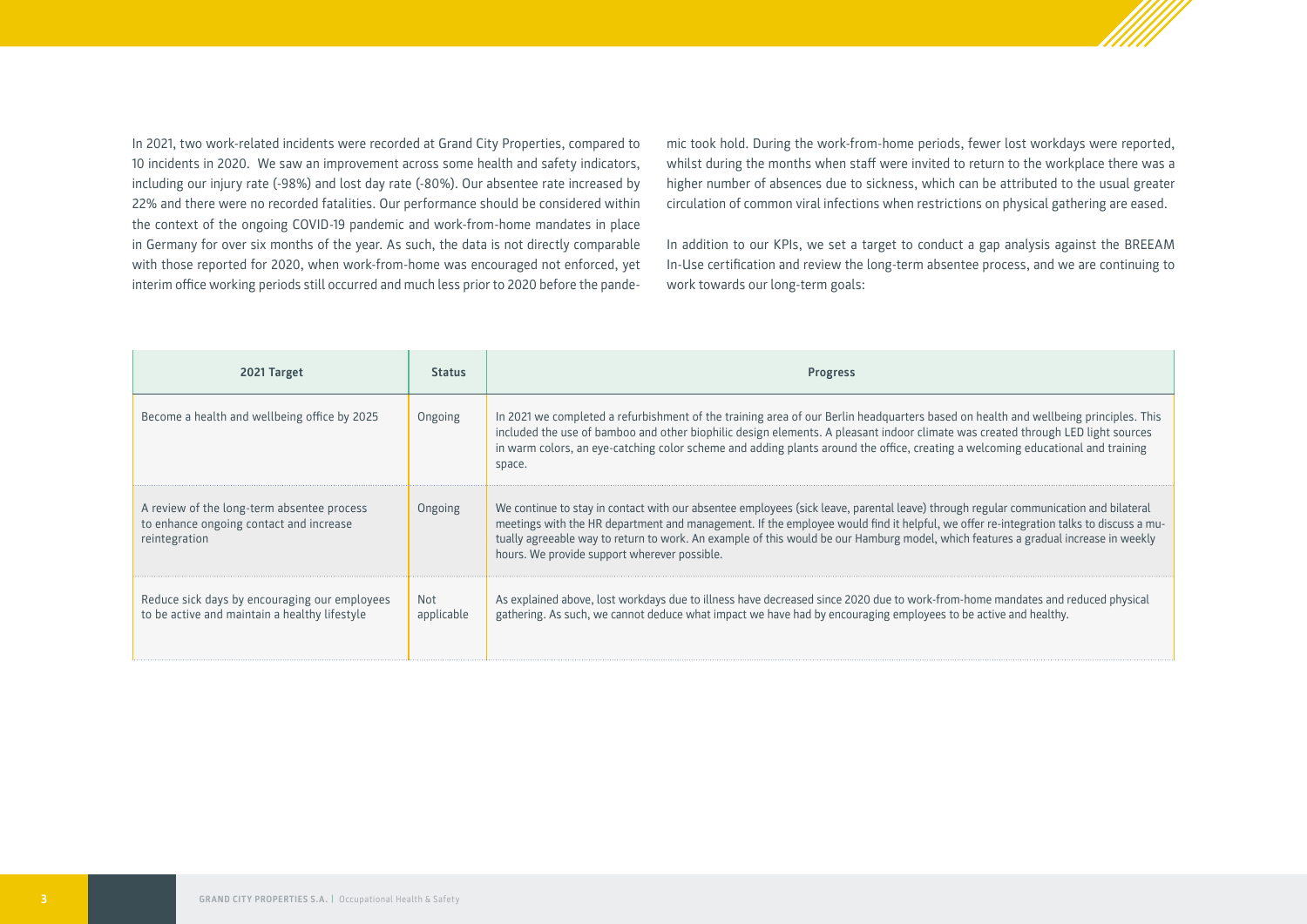In 2021, two work-related incidents were recorded at Grand City Properties, compared to 10 incidents in 2020. We saw an improvement across some health and safety indicators, including our injury rate (-98%) and lost day rate (-80%). Our absentee rate increased by 22% and there were no recorded fatalities. Our performance should be considered within the context of the ongoing COVID-19 pandemic and work-from-home mandates in place in Germany for over six months of the year. As such, the data is not directly comparable with those reported for 2020, when work-from-home was encouraged not enforced, yet interim office working periods still occurred and much less prior to 2020 before the pandemic took hold. During the work-from-home periods, fewer lost workdays were reported, whilst during the months when staff were invited to return to the workplace there was a higher number of absences due to sickness, which can be attributed to the usual greater circulation of common viral infections when restrictions on physical gathering are eased.

In addition to our KPIs, we set a target to conduct a gap analysis against the BREEAM In-Use certification and review the long-term absentee process, and we are continuing to work towards our long-term goals:

| 2021 Target | Status | Progress |
| --- | --- | --- |
| Become a health and wellbeing office by 2025 | Ongoing | In 2021 we completed a refurbishment of the training area of our Berlin headquarters based on health and wellbeing principles. This included the use of bamboo and other biophilic design elements. A pleasant indoor climate was created through LED light sources in warm colors, an eye-catching color scheme and adding plants around the office, creating a welcoming educational and training space. |
| A review of the long-term absentee process to enhance ongoing contact and increase reintegration | Ongoing | We continue to stay in contact with our absentee employees (sick leave, parental leave) through regular communication and bilateral meetings with the HR department and management. If the employee would find it helpful, we offer re-integration talks to discuss a mutually agreeable way to return to work. An example of this would be our Hamburg model, which features a gradual increase in weekly hours. We provide support wherever possible. |
| Reduce sick days by encouraging our employees to be active and maintain a healthy lifestyle | Not applicable | As explained above, lost workdays due to illness have decreased since 2020 due to work-from-home mandates and reduced physical gathering. As such, we cannot deduce what impact we have had by encouraging employees to be active and healthy. |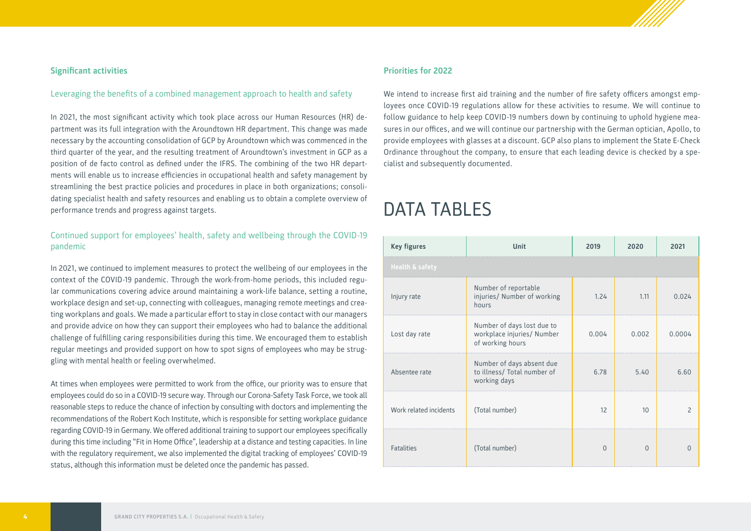### Significant activities

#### Leveraging the benefits of a combined management approach to health and safety

In 2021, the most significant activity which took place across our Human Resources (HR) department was its full integration with the Aroundtown HR department. This change was made necessary by the accounting consolidation of GCP by Aroundtown which was commenced in the third quarter of the year, and the resulting treatment of Aroundtown's investment in GCP as a position of de facto control as defined under the IFRS. The combining of the two HR departments will enable us to increase efficiencies in occupational health and safety management by streamlining the best practice policies and procedures in place in both organizations; consolidating specialist health and safety resources and enabling us to obtain a complete overview of performance trends and progress against targets.

#### Continued support for employees' health, safety and wellbeing through the COVID-19 pandemic

In 2021, we continued to implement measures to protect the wellbeing of our employees in the context of the COVID-19 pandemic. Through the work-from-home periods, this included regular communications covering advice around maintaining a work-life balance, setting a routine, workplace design and set-up, connecting with colleagues, managing remote meetings and creating workplans and goals. We made a particular effort to stay in close contact with our managers and provide advice on how they can support their employees who had to balance the additional challenge of fulfilling caring responsibilities during this time. We encouraged them to establish regular meetings and provided support on how to spot signs of employees who may be struggling with mental health or feeling overwhelmed.

At times when employees were permitted to work from the office, our priority was to ensure that employees could do so in a COVID-19 secure way. Through our Corona-Safety Task Force, we took all reasonable steps to reduce the chance of infection by consulting with doctors and implementing the recommendations of the Robert Koch Institute, which is responsible for setting workplace guidance regarding COVID-19 in Germany. We offered additional training to support our employees specifically during this time including "Fit in Home Office", leadership at a distance and testing capacities. In line with the regulatory requirement, we also implemented the digital tracking of employees' COVID-19 status, although this information must be deleted once the pandemic has passed.

### Priorities for 2022

We intend to increase first aid training and the number of fire safety officers amongst employees once COVID-19 regulations allow for these activities to resume. We will continue to follow guidance to help keep COVID-19 numbers down by continuing to uphold hygiene measures in our offices, and we will continue our partnership with the German optician, Apollo, to provide employees with glasses at a discount. GCP also plans to implement the State E-Check Ordinance throughout the company, to ensure that each leading device is checked by a specialist and subsequently documented.

# DATA TABLES

| Key figures | Unit | 2019 | 2020 | 2021 |
|---|---|---|---|---|
| **Health & safety** | | | | |
| Injury rate | Number of reportable injuries/ Number of working hours | 1.24 | 1.11 | 0.024 |
| Lost day rate | Number of days lost due to workplace injuries/ Number of working hours | 0.004 | 0.002 | 0.0004 |
| Absentee rate | Number of days absent due to illness/ Total number of working days | 6.78 | 5.40 | 6.60 |
| Work related incidents | (Total number) | 12 | 10 | 2 |
| Fatalities | (Total number) | 0 | 0 | 0 |